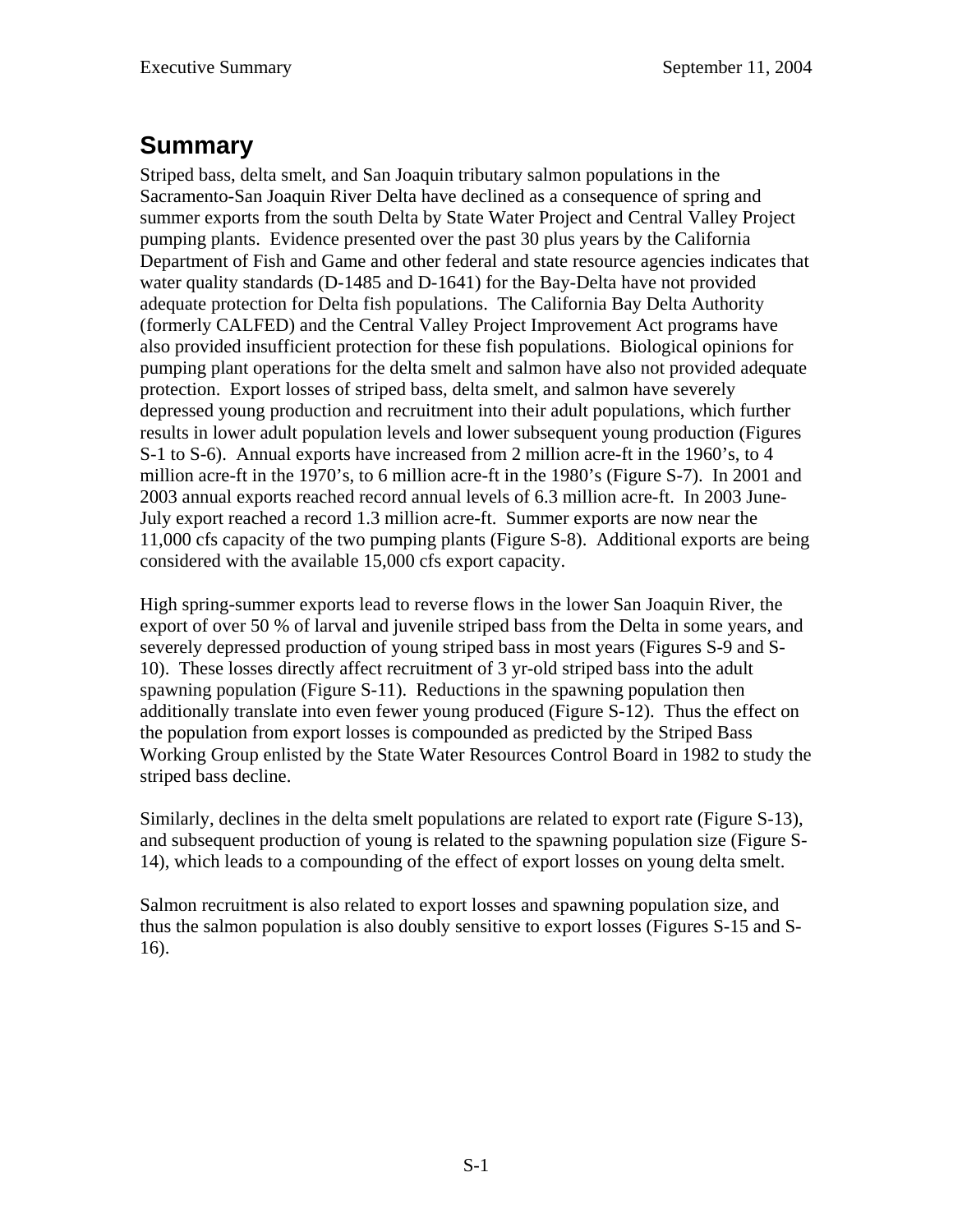## Summary

Striped bass, delta smelt, and San Joaquin tributary salmon populations in the Sacramento-San Joaquin River Delta have declined as a consequence of spring and summer exports from the south Delta by State Water Project and Central Valley Project pumping plants. Evidence presented over the past 30 plus years by the California Department of Fish and Game and other federal and state resource agencies indicates that water quality standards (D-1485 and D-1641) for the Bay-Delta have not provided adequate protection for Delta fish populations. The California Bay Delta Authority (formerly CALFED) and the Central Valley Project Improvement Act programs have also provided insufficient protection for these fish populations. Biological opinions for pumping plant operations for the delta smelt and salmon have also not provided adequate protection. Export losses of striped bass, delta smelt, and salmon have severely depressed young production and recruitment into their adult populations, which further results in lower adult population levels and lower subsequent young production (Figures S-1 to S-6). Annual exports have increased from 2 million acre-ft in the 1960's, to 4 million acre-ft in the 1970's, to 6 million acre-ft in the 1980's (Figure S-7). In 2001 and 2003 annual exports reached record annual levels of 6.3 million acre-ft. In 2003 June-July export reached a record 1.3 million acre-ft. Summer exports are now near the 11,000 cfs capacity of the two pumping plants (Figure S-8). Additional exports are being considered with the available 15,000 cfs export capacity.

High spring-summer exports lead to reverse flows in the lower San Joaquin River, the export of over 50 % of larval and juvenile striped bass from the Delta in some years, and severely depressed production of young striped bass in most years (Figures S-9 and S-10). These losses directly affect recruitment of 3 yr-old striped bass into the adult spawning population (Figure S-11). Reductions in the spawning population then additionally translate into even fewer young produced (Figure S-12). Thus the effect on the population from export losses is compounded as predicted by the Striped Bass Working Group enlisted by the State Water Resources Control Board in 1982 to study the striped bass decline.

Similarly, declines in the delta smelt populations are related to export rate (Figure S-13), and subsequent production of young is related to the spawning population size (Figure S-14), which leads to a compounding of the effect of export losses on young delta smelt.

Salmon recruitment is also related to export losses and spawning population size, and thus the salmon population is also doubly sensitive to export losses (Figures S-15 and S-16).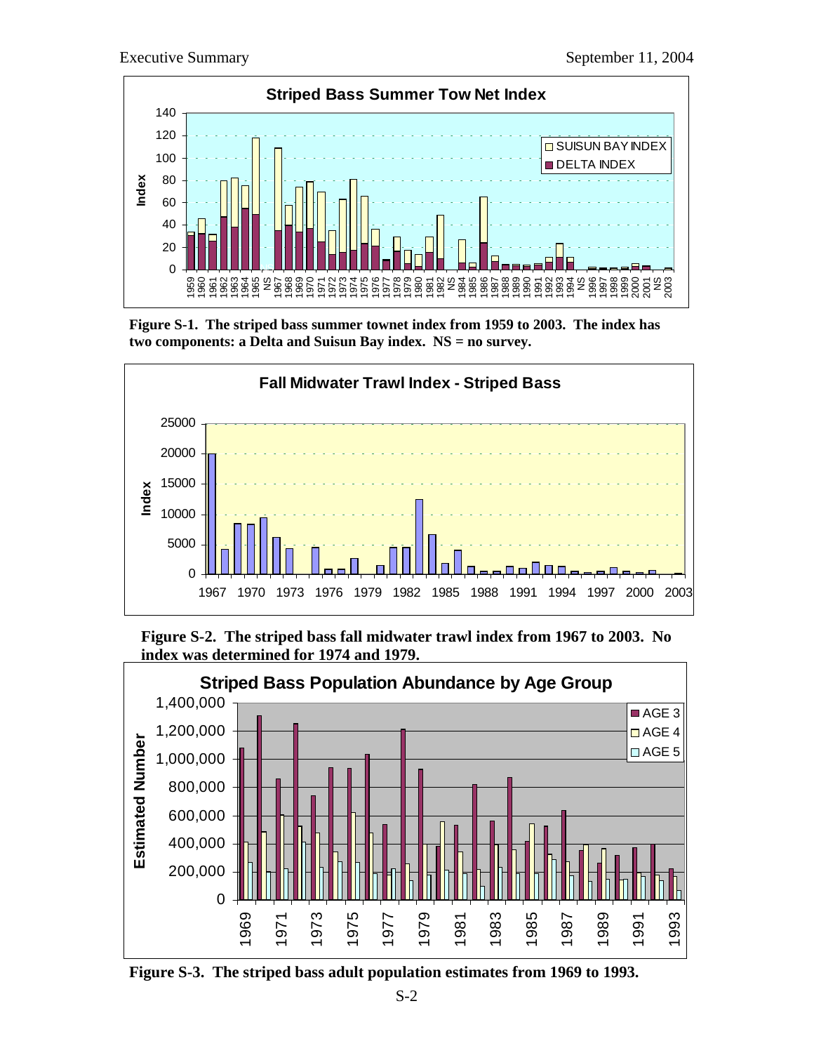Figure S-1. The striped bass summer townet index from 1959 to 2003. The index has two components: a Delta and Suisun Bay index. NS = no survey.

Figure S-2. The striped bass fall midwater trawl index from 1967 to 2003. No index was determined for 1974 and 1979.

Figure S-3. The striped bass adult population estimates from 1969 to 1993.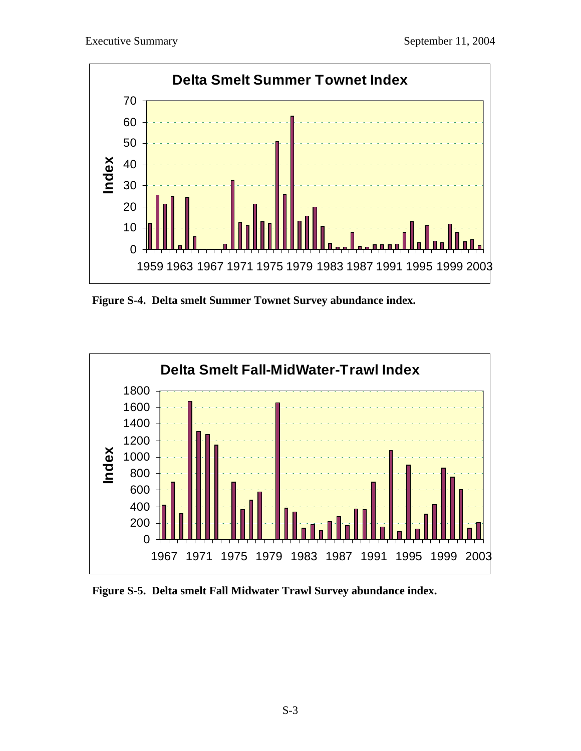Figure S-4. Delta smelt Summer Townet Survey abundance index.

Figure S-5. Delta smelt Fall Midwater Trawl Survey abundance index.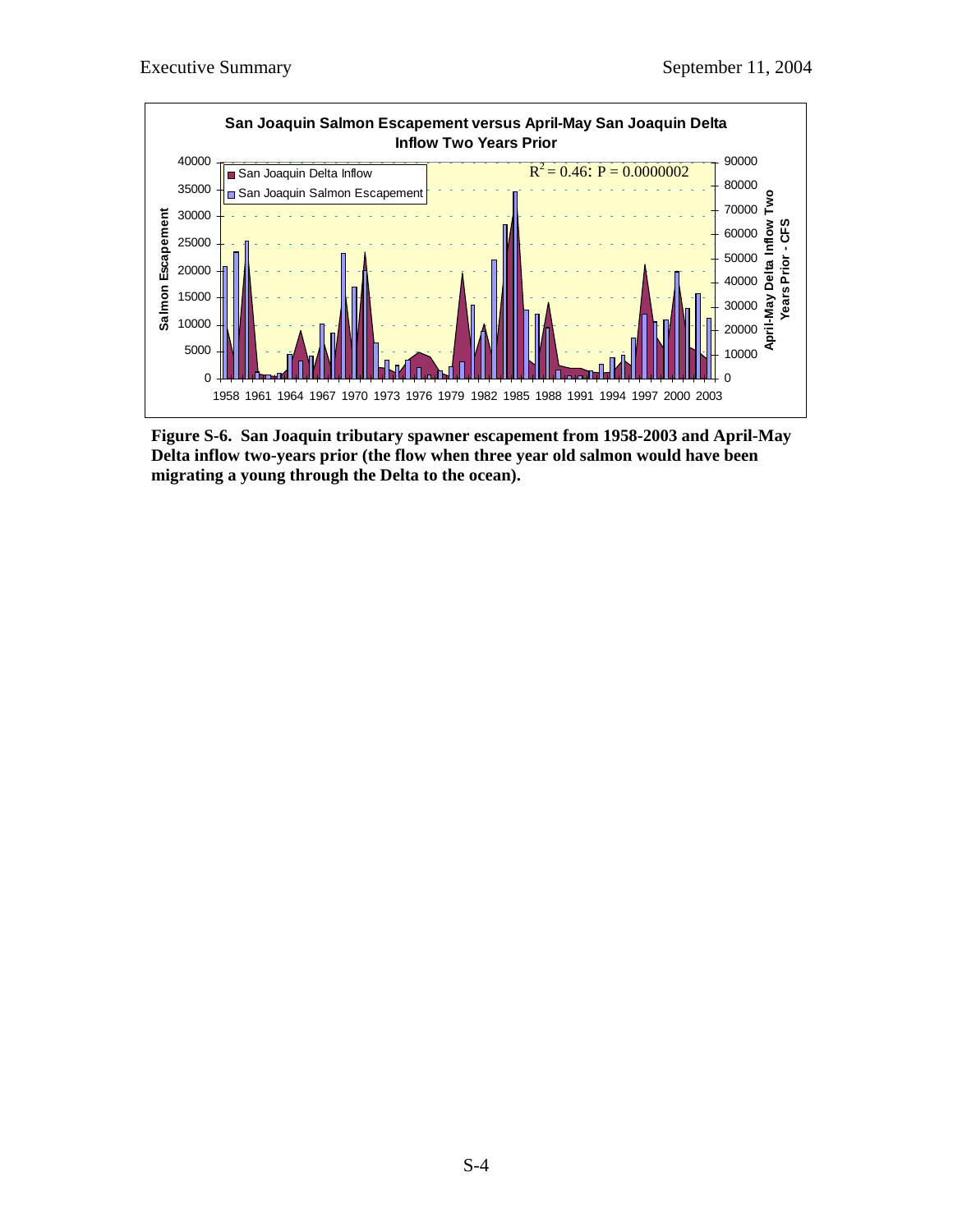**San Joaquin Salmon Escapement versus April-May San Joaquin Delta Inflow Two Years Prior**

$R^2 = 0.46$: $P = 0.0000002$

**Figure S-6. San Joaquin tributary spawner escapement from 1958-2003 and April-May Delta inflow two-years prior (the flow when three year old salmon would have been migrating a young through the Delta to the ocean).**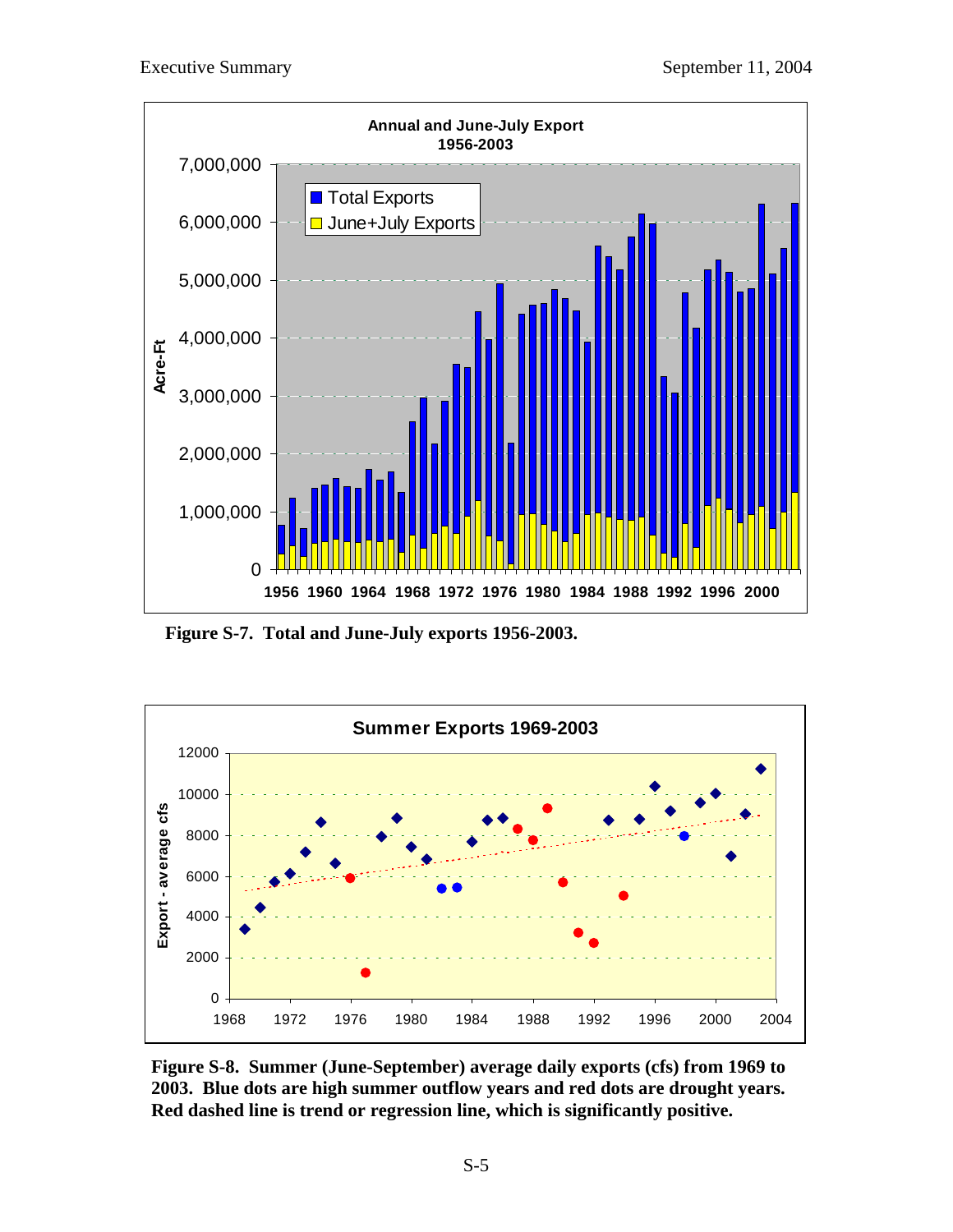**Figure S-7. Total and June-July exports 1956-2003.**

**Figure S-8. Summer (June-September) average daily exports (cfs) from 1969 to 2003. Blue dots are high summer outflow years and red dots are drought years. Red dashed line is trend or regression line, which is significantly positive.**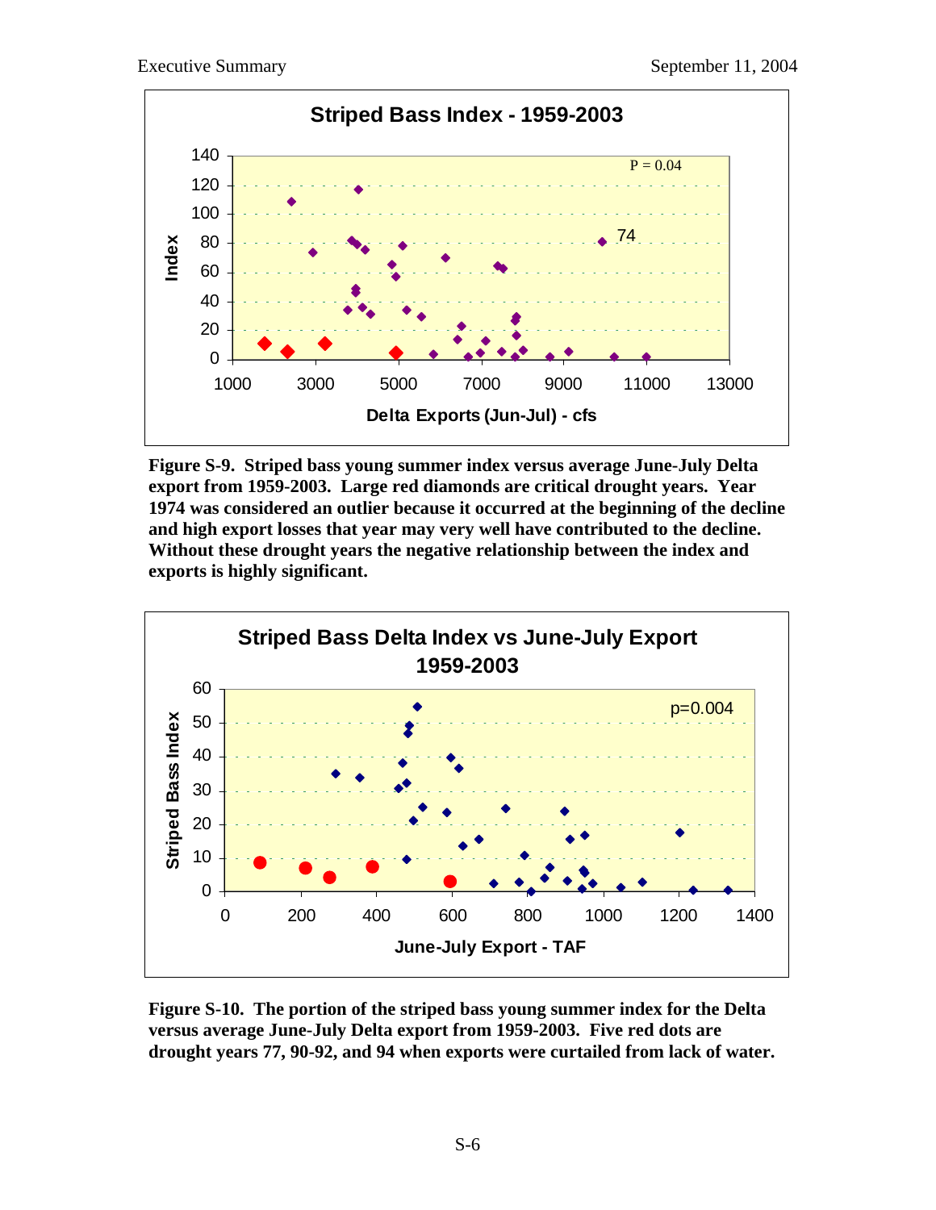**Figure S-9. Striped bass young summer index versus average June-July Delta export from 1959-2003. Large red diamonds are critical drought years. Year 1974 was considered an outlier because it occurred at the beginning of the decline and high export losses that year may very well have contributed to the decline. Without these drought years the negative relationship between the index and exports is highly significant.**

**Figure S-10. The portion of the striped bass young summer index for the Delta versus average June-July Delta export from 1959-2003. Five red dots are drought years 77, 90-92, and 94 when exports were curtailed from lack of water.**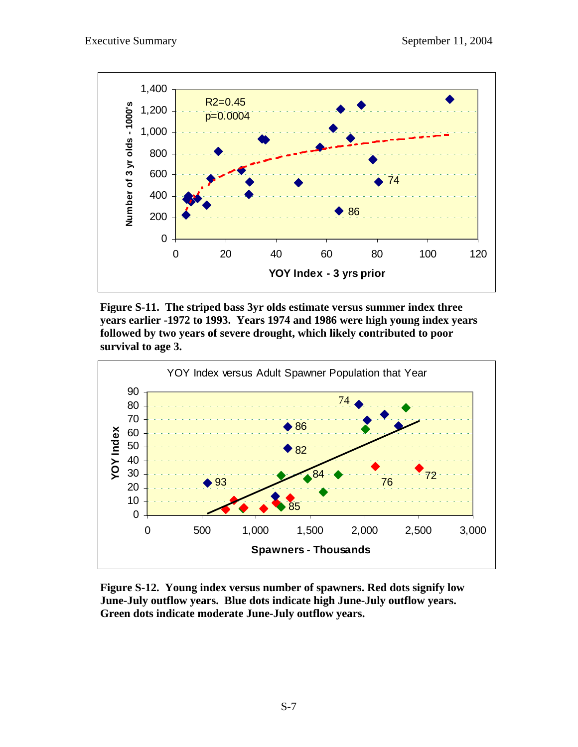**Figure S-11. The striped bass 3yr olds estimate versus summer index three years earlier -1972 to 1993. Years 1974 and 1986 were high young index years followed by two years of severe drought, which likely contributed to poor survival to age 3.**

**Figure S-12. Young index versus number of spawners. Red dots signify low June-July outflow years. Blue dots indicate high June-July outflow years. Green dots indicate moderate June-July outflow years.**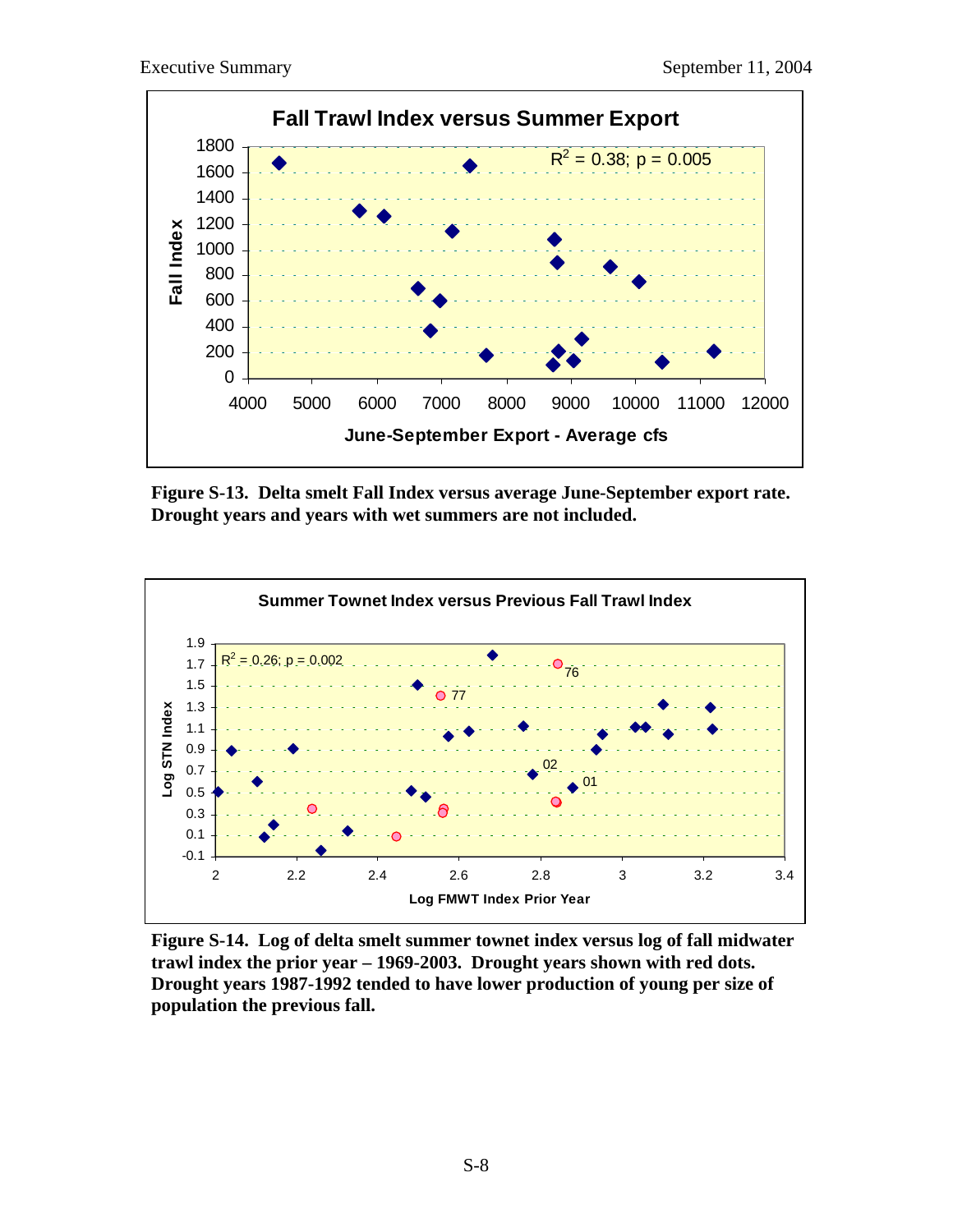**Figure S-13. Delta smelt Fall Index versus average June-September export rate. Drought years and years with wet summers are not included.**

**Figure S-14. Log of delta smelt summer townet index versus log of fall midwater trawl index the prior year – 1969-2003. Drought years shown with red dots. Drought years 1987-1992 tended to have lower production of young per size of population the previous fall.**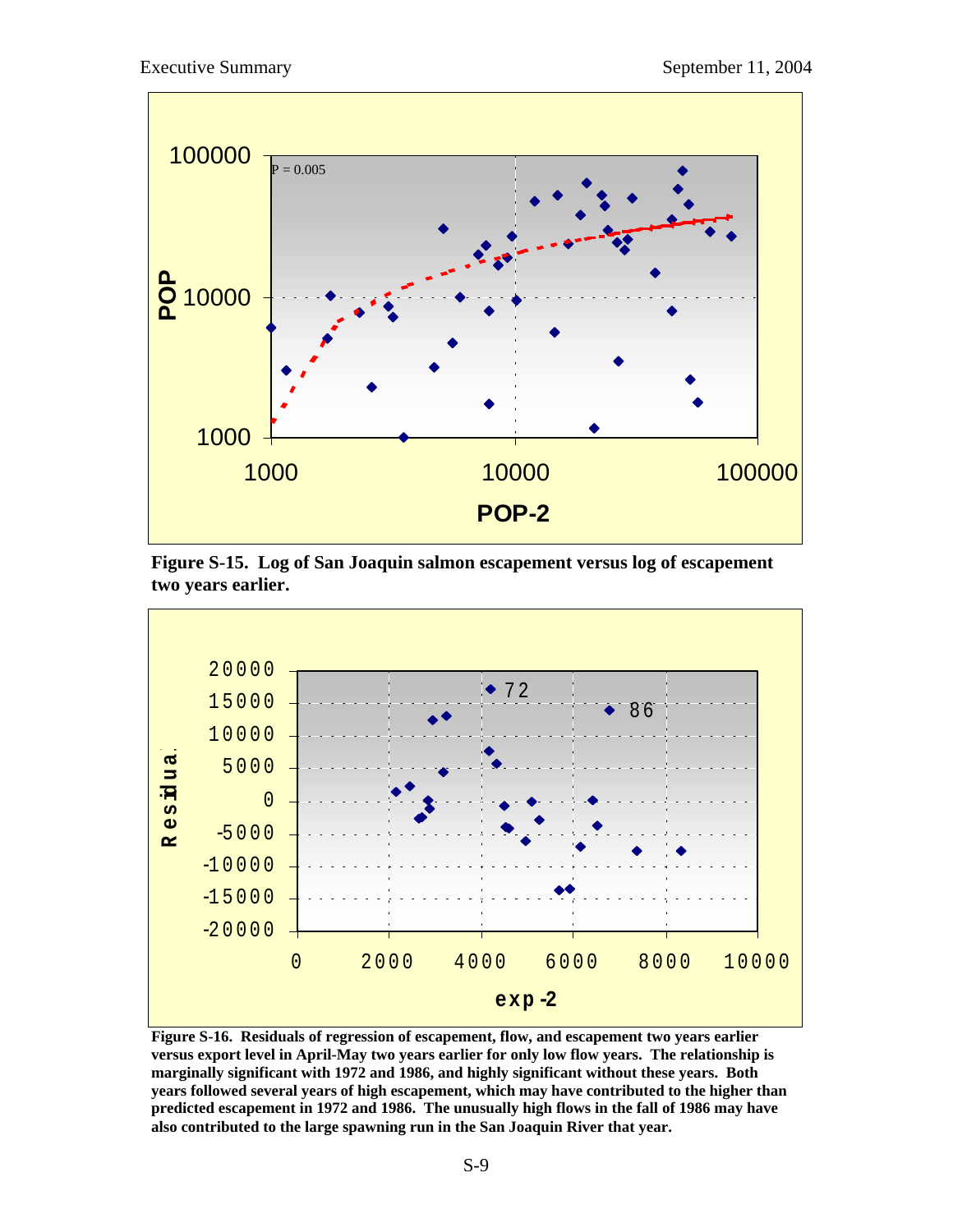P = 0.005

100000
10000
1000

POP

1000
10000
100000

POP-2

**Figure S-15. Log of San Joaquin salmon escapement versus log of escapement two years earlier.**

72
86

20000
15000
10000
5000
0
-5000
-10000
-15000
-20000

Residual

0
2000
4000
6000
8000
10000

exp-2

**Figure S-16. Residuals of regression of escapement, flow, and escapement two years earlier versus export level in April-May two years earlier for only low flow years. The relationship is marginally significant with 1972 and 1986, and highly significant without these years. Both years followed several years of high escapement, which may have contributed to the higher than predicted escapement in 1972 and 1986. The unusually high flows in the fall of 1986 may have also contributed to the large spawning run in the San Joaquin River that year.**